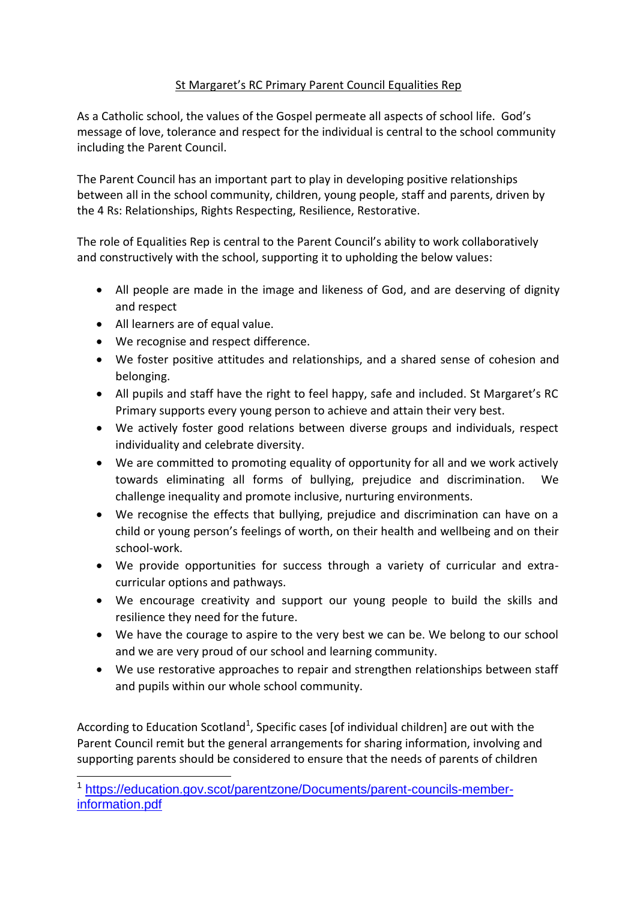# St Margaret's RC Primary Parent Council Equalities Rep

As a Catholic school, the values of the Gospel permeate all aspects of school life. God's message of love, tolerance and respect for the individual is central to the school community including the Parent Council.

The Parent Council has an important part to play in developing positive relationships between all in the school community, children, young people, staff and parents, driven by the 4 Rs: Relationships, Rights Respecting, Resilience, Restorative.

The role of Equalities Rep is central to the Parent Council's ability to work collaboratively and constructively with the school, supporting it to upholding the below values:

- All people are made in the image and likeness of God, and are deserving of dignity and respect
- All learners are of equal value.
- We recognise and respect difference.
- We foster positive attitudes and relationships, and a shared sense of cohesion and belonging.
- All pupils and staff have the right to feel happy, safe and included. St Margaret's RC Primary supports every young person to achieve and attain their very best.
- We actively foster good relations between diverse groups and individuals, respect individuality and celebrate diversity.
- We are committed to promoting equality of opportunity for all and we work actively towards eliminating all forms of bullying, prejudice and discrimination. We challenge inequality and promote inclusive, nurturing environments.
- We recognise the effects that bullying, prejudice and discrimination can have on a child or young person's feelings of worth, on their health and wellbeing and on their school-work.
- We provide opportunities for success through a variety of curricular and extra-curricular options and pathways.
- We encourage creativity and support our young people to build the skills and resilience they need for the future.
- We have the courage to aspire to the very best we can be. We belong to our school and we are very proud of our school and learning community.
- We use restorative approaches to repair and strengthen relationships between staff and pupils within our whole school community.

According to Education Scotland[1], Specific cases [of individual children] are out with the Parent Council remit but the general arrangements for sharing information, involving and supporting parents should be considered to ensure that the needs of parents of children

---

[1] https://education.gov.scot/parentzone/Documents/parent-councils-member-information.pdf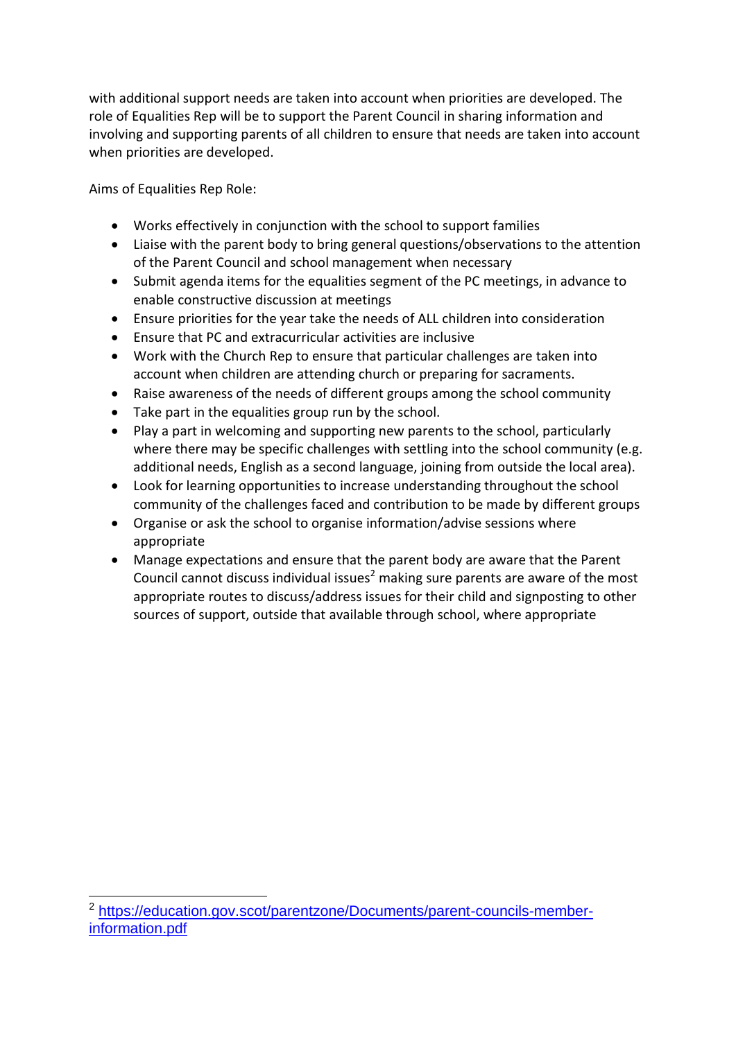with additional support needs are taken into account when priorities are developed. The role of Equalities Rep will be to support the Parent Council in sharing information and involving and supporting parents of all children to ensure that needs are taken into account when priorities are developed.

Aims of Equalities Rep Role:

- Works effectively in conjunction with the school to support families
- Liaise with the parent body to bring general questions/observations to the attention of the Parent Council and school management when necessary
- Submit agenda items for the equalities segment of the PC meetings, in advance to enable constructive discussion at meetings
- Ensure priorities for the year take the needs of ALL children into consideration
- Ensure that PC and extracurricular activities are inclusive
- Work with the Church Rep to ensure that particular challenges are taken into account when children are attending church or preparing for sacraments.
- Raise awareness of the needs of different groups among the school community
- Take part in the equalities group run by the school.
- Play a part in welcoming and supporting new parents to the school, particularly where there may be specific challenges with settling into the school community (e.g. additional needs, English as a second language, joining from outside the local area).
- Look for learning opportunities to increase understanding throughout the school community of the challenges faced and contribution to be made by different groups
- Organise or ask the school to organise information/advise sessions where appropriate
- Manage expectations and ensure that the parent body are aware that the Parent Council cannot discuss individual issues[2] making sure parents are aware of the most appropriate routes to discuss/address issues for their child and signposting to other sources of support, outside that available through school, where appropriate

[2] https://education.gov.scot/parentzone/Documents/parent-councils-member-information.pdf